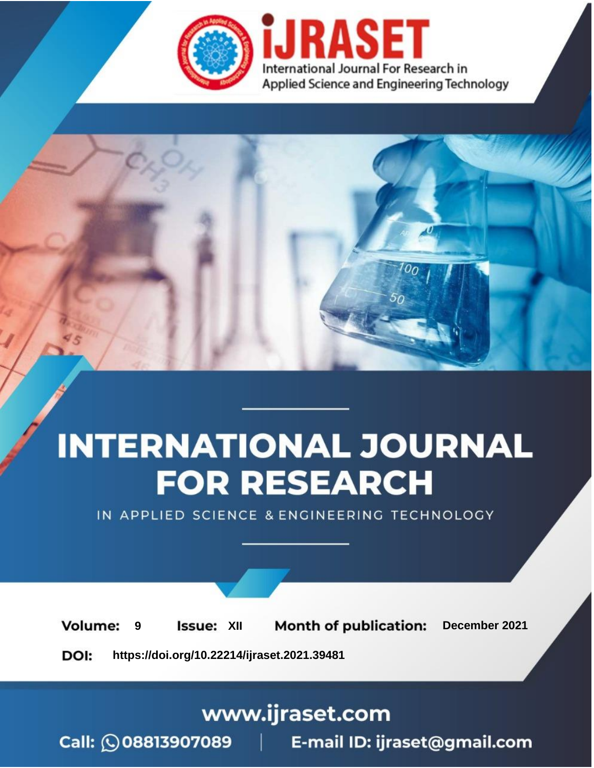# INTERNATIONAL JOURNAL FOR RESEARCH

IN APPLIED SCIENCE & ENGINEERING TECHNOLOGY

**Volume:** 9 **Issue:** XII **Month of publication:** December 2021

**DOI:** https://doi.org/10.22214/ijraset.2021.39481

www.ijraset.com

Call: 08813907089 | E-mail ID: ijraset@gmail.com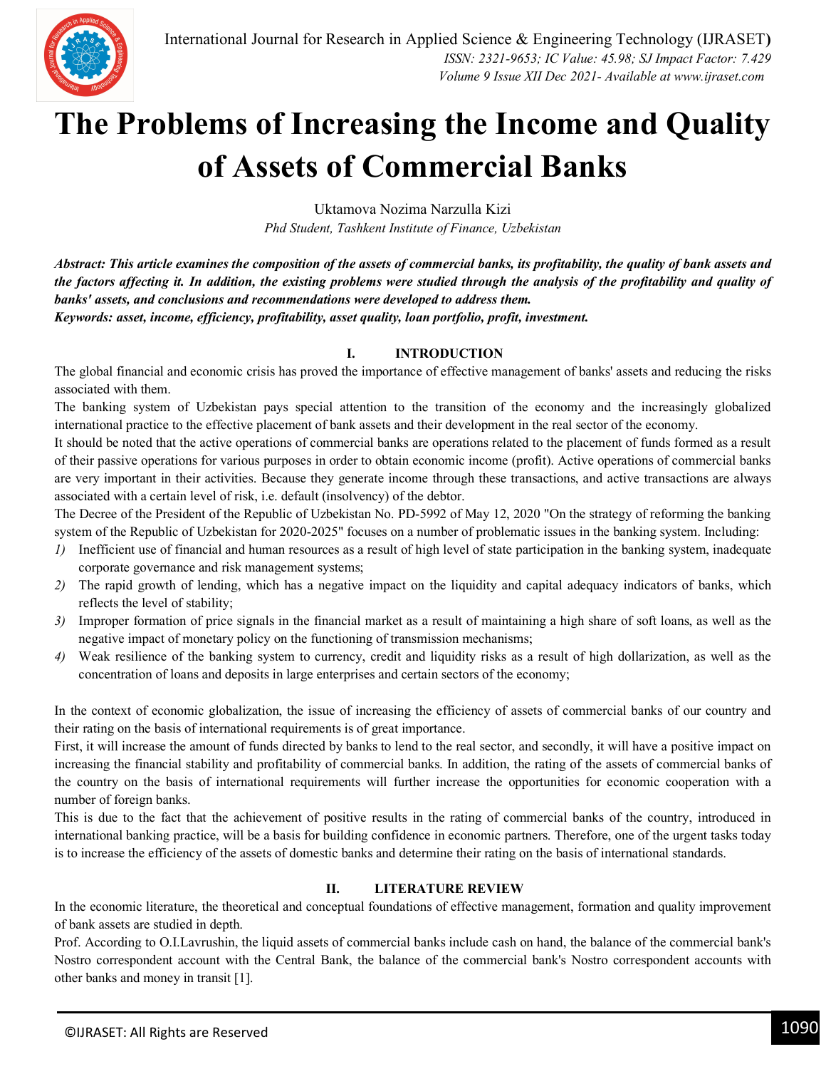# The Problems of Increasing the Income and Quality of Assets of Commercial Banks

Uktamova Nozima Narzulla Kizi
*Phd Student, Tashkent Institute of Finance, Uzbekistan*

***Abstract:** This article examines the composition of the assets of commercial banks, its profitability, the quality of bank assets and the factors affecting it. In addition, the existing problems were studied through the analysis of the profitability and quality of banks' assets, and conclusions and recommendations were developed to address them.*

***Keywords:** asset, income, efficiency, profitability, asset quality, loan portfolio, profit, investment.*

## I. INTRODUCTION

The global financial and economic crisis has proved the importance of effective management of banks' assets and reducing the risks associated with them.

The banking system of Uzbekistan pays special attention to the transition of the economy and the increasingly globalized international practice to the effective placement of bank assets and their development in the real sector of the economy.

It should be noted that the active operations of commercial banks are operations related to the placement of funds formed as a result of their passive operations for various purposes in order to obtain economic income (profit). Active operations of commercial banks are very important in their activities. Because they generate income through these transactions, and active transactions are always associated with a certain level of risk, i.e. default (insolvency) of the debtor.

The Decree of the President of the Republic of Uzbekistan No. PD-5992 of May 12, 2020 "On the strategy of reforming the banking system of the Republic of Uzbekistan for 2020-2025" focuses on a number of problematic issues in the banking system. Including:

1) Inefficient use of financial and human resources as a result of high level of state participation in the banking system, inadequate corporate governance and risk management systems;
2) The rapid growth of lending, which has a negative impact on the liquidity and capital adequacy indicators of banks, which reflects the level of stability;
3) Improper formation of price signals in the financial market as a result of maintaining a high share of soft loans, as well as the negative impact of monetary policy on the functioning of transmission mechanisms;
4) Weak resilience of the banking system to currency, credit and liquidity risks as a result of high dollarization, as well as the concentration of loans and deposits in large enterprises and certain sectors of the economy;

In the context of economic globalization, the issue of increasing the efficiency of assets of commercial banks of our country and their rating on the basis of international requirements is of great importance.

First, it will increase the amount of funds directed by banks to lend to the real sector, and secondly, it will have a positive impact on increasing the financial stability and profitability of commercial banks. In addition, the rating of the assets of commercial banks of the country on the basis of international requirements will further increase the opportunities for economic cooperation with a number of foreign banks.

This is due to the fact that the achievement of positive results in the rating of commercial banks of the country, introduced in international banking practice, will be a basis for building confidence in economic partners. Therefore, one of the urgent tasks today is to increase the efficiency of the assets of domestic banks and determine their rating on the basis of international standards.

## II. LITERATURE REVIEW

In the economic literature, the theoretical and conceptual foundations of effective management, formation and quality improvement of bank assets are studied in depth.

Prof. According to O.I.Lavrushin, the liquid assets of commercial banks include cash on hand, the balance of the commercial bank's Nostro correspondent account with the Central Bank, the balance of the commercial bank's Nostro correspondent accounts with other banks and money in transit [1].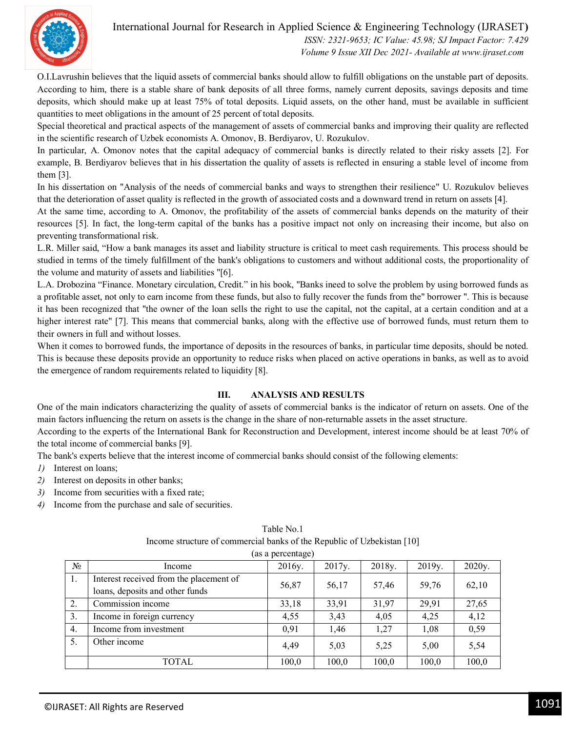O.I.Lavrushin believes that the liquid assets of commercial banks should allow to fulfill obligations on the unstable part of deposits. According to him, there is a stable share of bank deposits of all three forms, namely current deposits, savings deposits and time deposits, which should make up at least 75% of total deposits. Liquid assets, on the other hand, must be available in sufficient quantities to meet obligations in the amount of 25 percent of total deposits.

Special theoretical and practical aspects of the management of assets of commercial banks and improving their quality are reflected in the scientific research of Uzbek economists A. Omonov, B. Berdiyarov, U. Rozukulov.

In particular, A. Omonov notes that the capital adequacy of commercial banks is directly related to their risky assets [2]. For example, B. Berdiyarov believes that in his dissertation the quality of assets is reflected in ensuring a stable level of income from them [3].

In his dissertation on "Analysis of the needs of commercial banks and ways to strengthen their resilience" U. Rozukulov believes that the deterioration of asset quality is reflected in the growth of associated costs and a downward trend in return on assets [4].

At the same time, according to A. Omonov, the profitability of the assets of commercial banks depends on the maturity of their resources [5]. In fact, the long-term capital of the banks has a positive impact not only on increasing their income, but also on preventing transformational risk.

L.R. Miller said, “How a bank manages its asset and liability structure is critical to meet cash requirements. This process should be studied in terms of the timely fulfillment of the bank's obligations to customers and without additional costs, the proportionality of the volume and maturity of assets and liabilities "[6].

L.A. Drobozina “Finance. Monetary circulation, Credit.” in his book, "Banks ineed to solve the problem by using borrowed funds as a profitable asset, not only to earn income from these funds, but also to fully recover the funds from the" borrower ". This is because it has been recognized that "the owner of the loan sells the right to use the capital, not the capital, at a certain condition and at a higher interest rate" [7]. This means that commercial banks, along with the effective use of borrowed funds, must return them to their owners in full and without losses.

When it comes to borrowed funds, the importance of deposits in the resources of banks, in particular time deposits, should be noted. This is because these deposits provide an opportunity to reduce risks when placed on active operations in banks, as well as to avoid the emergence of random requirements related to liquidity [8].

## III. ANALYSIS AND RESULTS

One of the main indicators characterizing the quality of assets of commercial banks is the indicator of return on assets. One of the main factors influencing the return on assets is the change in the share of non-returnable assets in the asset structure.

According to the experts of the International Bank for Reconstruction and Development, interest income should be at least 70% of the total income of commercial banks [9].

The bank's experts believe that the interest income of commercial banks should consist of the following elements:

1) Interest on loans;
2) Interest on deposits in other banks;
3) Income from securities with a fixed rate;
4) Income from the purchase and sale of securities.

Table No.1
Income structure of commercial banks of the Republic of Uzbekistan [10]
(as a percentage)

| № | Income | 2016y. | 2017y. | 2018y. | 2019y. | 2020y. |
|---|---|---|---|---|---|---|
| 1. | Interest received from the placement of loans, deposits and other funds | 56,87 | 56,17 | 57,46 | 59,76 | 62,10 |
| 2. | Commission income | 33,18 | 33,91 | 31,97 | 29,91 | 27,65 |
| 3. | Income in foreign currency | 4,55 | 3,43 | 4,05 | 4,25 | 4,12 |
| 4. | Income from investment | 0,91 | 1,46 | 1,27 | 1,08 | 0,59 |
| 5. | Other income | 4,49 | 5,03 | 5,25 | 5,00 | 5,54 |
| | TOTAL | 100,0 | 100,0 | 100,0 | 100,0 | 100,0 |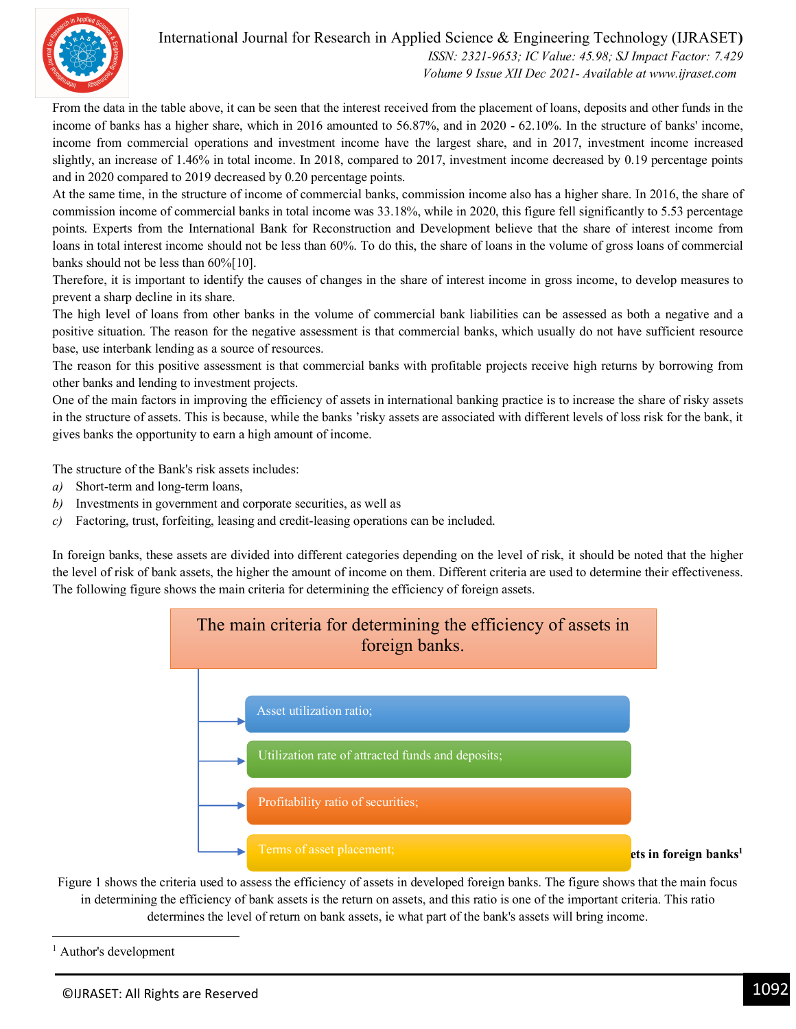From the data in the table above, it can be seen that the interest received from the placement of loans, deposits and other funds in the income of banks has a higher share, which in 2016 amounted to 56.87%, and in 2020 - 62.10%. In the structure of banks' income, income from commercial operations and investment income have the largest share, and in 2017, investment income increased slightly, an increase of 1.46% in total income. In 2018, compared to 2017, investment income decreased by 0.19 percentage points and in 2020 compared to 2019 decreased by 0.20 percentage points.

At the same time, in the structure of income of commercial banks, commission income also has a higher share. In 2016, the share of commission income of commercial banks in total income was 33.18%, while in 2020, this figure fell significantly to 5.53 percentage points. Experts from the International Bank for Reconstruction and Development believe that the share of interest income from loans in total interest income should not be less than 60%. To do this, the share of loans in the volume of gross loans of commercial banks should not be less than 60%[10].

Therefore, it is important to identify the causes of changes in the share of interest income in gross income, to develop measures to prevent a sharp decline in its share.

The high level of loans from other banks in the volume of commercial bank liabilities can be assessed as both a negative and a positive situation. The reason for the negative assessment is that commercial banks, which usually do not have sufficient resource base, use interbank lending as a source of resources.

The reason for this positive assessment is that commercial banks with profitable projects receive high returns by borrowing from other banks and lending to investment projects.

One of the main factors in improving the efficiency of assets in international banking practice is to increase the share of risky assets in the structure of assets. This is because, while the banks 'risky assets are associated with different levels of loss risk for the bank, it gives banks the opportunity to earn a high amount of income.

The structure of the Bank's risk assets includes:

*a)* Short-term and long-term loans,
*b)* Investments in government and corporate securities, as well as
*c)* Factoring, trust, forfeiting, leasing and credit-leasing operations can be included.

In foreign banks, these assets are divided into different categories depending on the level of risk, it should be noted that the higher the level of risk of bank assets, the higher the amount of income on them. Different criteria are used to determine their effectiveness. The following figure shows the main criteria for determining the efficiency of foreign assets.

**The main criteria for determining the efficiency of assets in foreign banks.**

- Asset utilization ratio;
- Utilization rate of attracted funds and deposits;
- Profitability ratio of securities;
- Terms of asset placement;

**...ets in foreign banks**[1]

Figure 1 shows the criteria used to assess the efficiency of assets in developed foreign banks. The figure shows that the main focus in determining the efficiency of bank assets is the return on assets, and this ratio is one of the important criteria. This ratio determines the level of return on bank assets, ie what part of the bank's assets will bring income.

[1] Author's development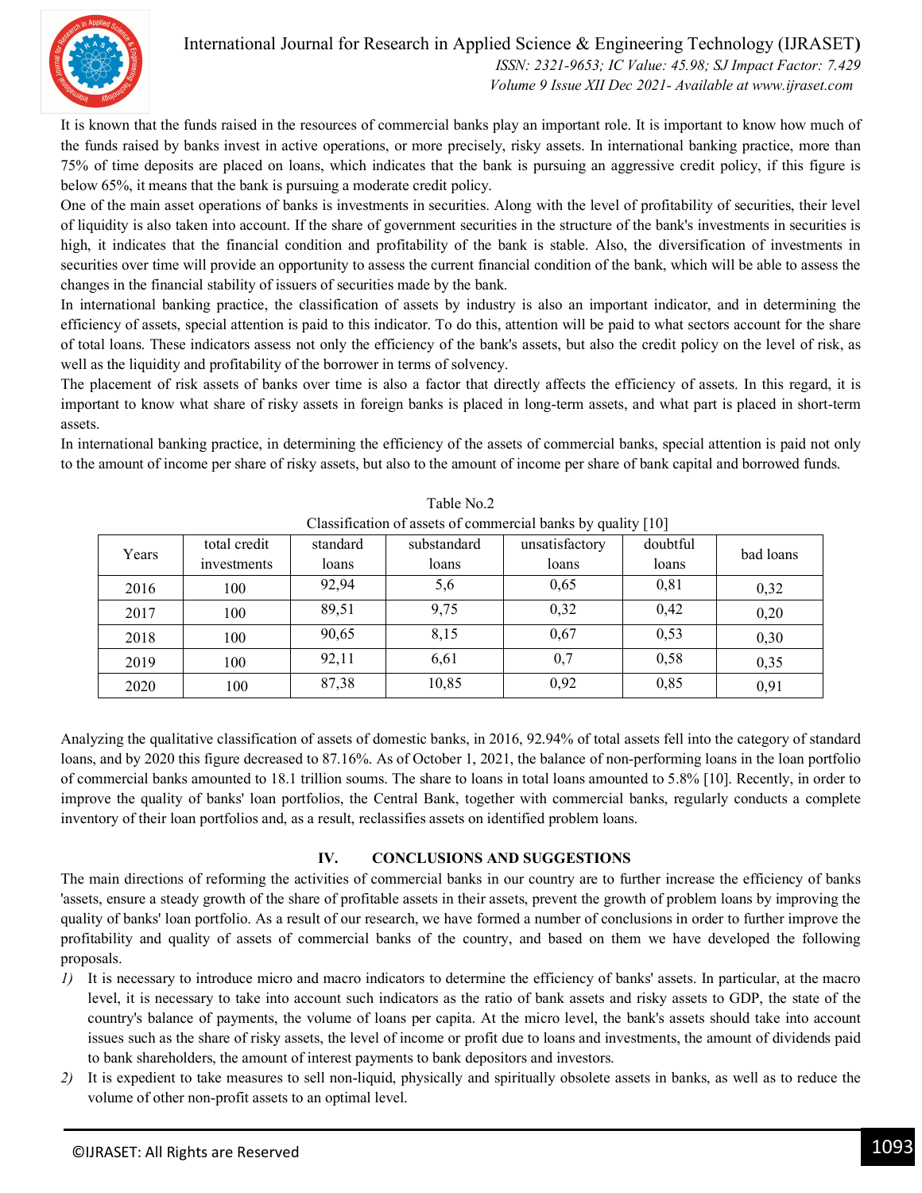It is known that the funds raised in the resources of commercial banks play an important role. It is important to know how much of the funds raised by banks invest in active operations, or more precisely, risky assets. In international banking practice, more than 75% of time deposits are placed on loans, which indicates that the bank is pursuing an aggressive credit policy, if this figure is below 65%, it means that the bank is pursuing a moderate credit policy.

One of the main asset operations of banks is investments in securities. Along with the level of profitability of securities, their level of liquidity is also taken into account. If the share of government securities in the structure of the bank's investments in securities is high, it indicates that the financial condition and profitability of the bank is stable. Also, the diversification of investments in securities over time will provide an opportunity to assess the current financial condition of the bank, which will be able to assess the changes in the financial stability of issuers of securities made by the bank.

In international banking practice, the classification of assets by industry is also an important indicator, and in determining the efficiency of assets, special attention is paid to this indicator. To do this, attention will be paid to what sectors account for the share of total loans. These indicators assess not only the efficiency of the bank's assets, but also the credit policy on the level of risk, as well as the liquidity and profitability of the borrower in terms of solvency.

The placement of risk assets of banks over time is also a factor that directly affects the efficiency of assets. In this regard, it is important to know what share of risky assets in foreign banks is placed in long-term assets, and what part is placed in short-term assets.

In international banking practice, in determining the efficiency of the assets of commercial banks, special attention is paid not only to the amount of income per share of risky assets, but also to the amount of income per share of bank capital and borrowed funds.

Table No.2

Classification of assets of commercial banks by quality [10]

| Years | total credit investments | standard loans | substandard loans | unsatisfactory loans | doubtful loans | bad loans |
|---|---|---|---|---|---|---|
| 2016 | 100 | 92,94 | 5,6 | 0,65 | 0,81 | 0,32 |
| 2017 | 100 | 89,51 | 9,75 | 0,32 | 0,42 | 0,20 |
| 2018 | 100 | 90,65 | 8,15 | 0,67 | 0,53 | 0,30 |
| 2019 | 100 | 92,11 | 6,61 | 0,7 | 0,58 | 0,35 |
| 2020 | 100 | 87,38 | 10,85 | 0,92 | 0,85 | 0,91 |

Analyzing the qualitative classification of assets of domestic banks, in 2016, 92.94% of total assets fell into the category of standard loans, and by 2020 this figure decreased to 87.16%. As of October 1, 2021, the balance of non-performing loans in the loan portfolio of commercial banks amounted to 18.1 trillion soums. The share to loans in total loans amounted to 5.8% [10]. Recently, in order to improve the quality of banks' loan portfolios, the Central Bank, together with commercial banks, regularly conducts a complete inventory of their loan portfolios and, as a result, reclassifies assets on identified problem loans.

## IV. CONCLUSIONS AND SUGGESTIONS

The main directions of reforming the activities of commercial banks in our country are to further increase the efficiency of banks 'assets, ensure a steady growth of the share of profitable assets in their assets, prevent the growth of problem loans by improving the quality of banks' loan portfolio. As a result of our research, we have formed a number of conclusions in order to further improve the profitability and quality of assets of commercial banks of the country, and based on them we have developed the following proposals.

1) It is necessary to introduce micro and macro indicators to determine the efficiency of banks' assets. In particular, at the macro level, it is necessary to take into account such indicators as the ratio of bank assets and risky assets to GDP, the state of the country's balance of payments, the volume of loans per capita. At the micro level, the bank's assets should take into account issues such as the share of risky assets, the level of income or profit due to loans and investments, the amount of dividends paid to bank shareholders, the amount of interest payments to bank depositors and investors.
2) It is expedient to take measures to sell non-liquid, physically and spiritually obsolete assets in banks, as well as to reduce the volume of other non-profit assets to an optimal level.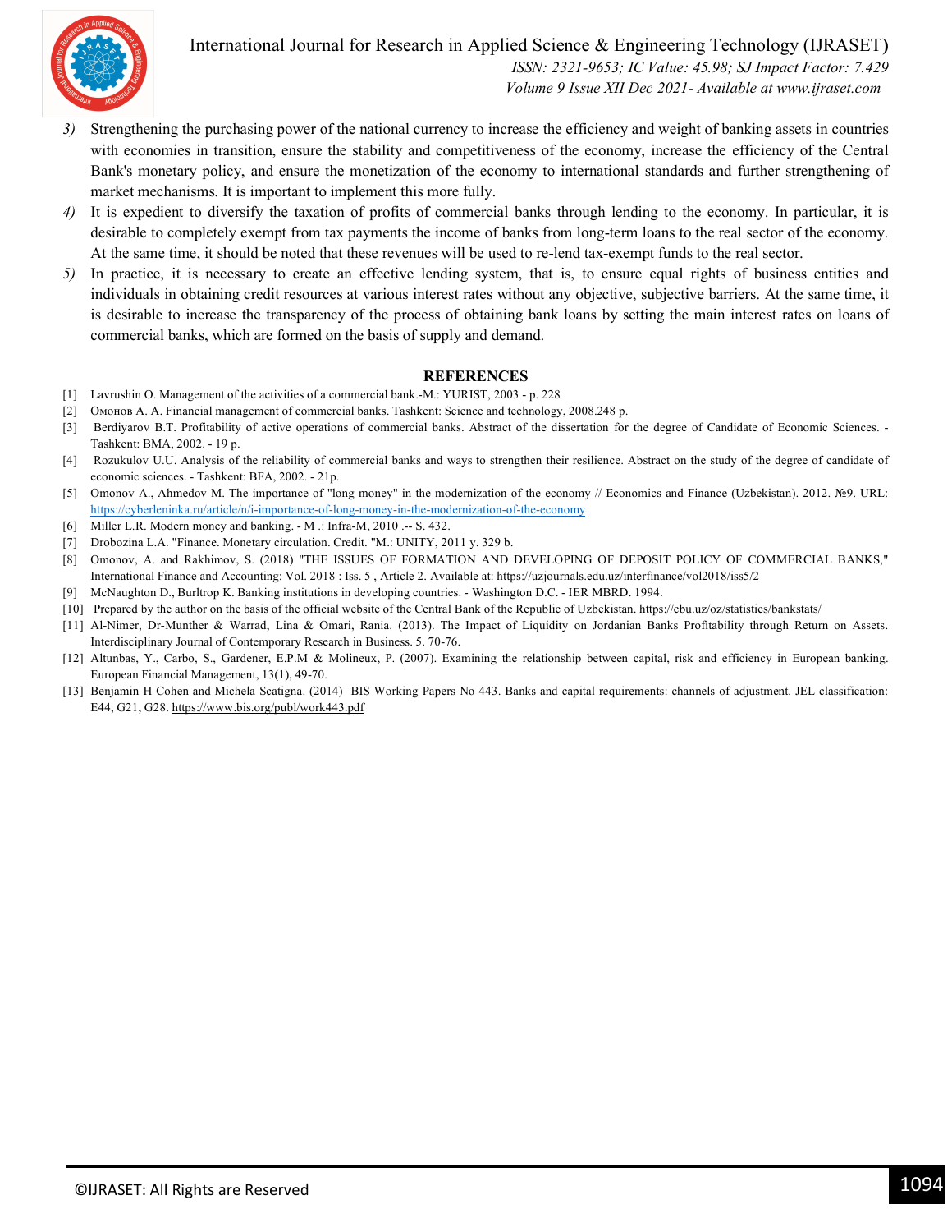3) Strengthening the purchasing power of the national currency to increase the efficiency and weight of banking assets in countries with economies in transition, ensure the stability and competitiveness of the economy, increase the efficiency of the Central Bank's monetary policy, and ensure the monetization of the economy to international standards and further strengthening of market mechanisms. It is important to implement this more fully.
4) It is expedient to diversify the taxation of profits of commercial banks through lending to the economy. In particular, it is desirable to completely exempt from tax payments the income of banks from long-term loans to the real sector of the economy. At the same time, it should be noted that these revenues will be used to re-lend tax-exempt funds to the real sector.
5) In practice, it is necessary to create an effective lending system, that is, to ensure equal rights of business entities and individuals in obtaining credit resources at various interest rates without any objective, subjective barriers. At the same time, it is desirable to increase the transparency of the process of obtaining bank loans by setting the main interest rates on loans of commercial banks, which are formed on the basis of supply and demand.

## REFERENCES

[1] Lavrushin O. Management of the activities of a commercial bank.-M.: YURIST, 2003 - p. 228

[2] Омонов A. A. Financial management of commercial banks. Tashkent: Science and technology, 2008.248 p.

[3] Berdiyarov B.T. Profitability of active operations of commercial banks. Abstract of the dissertation for the degree of Candidate of Economic Sciences. - Tashkent: BMA, 2002. - 19 p.

[4] Rozukulov U.U. Analysis of the reliability of commercial banks and ways to strengthen their resilience. Abstract on the study of the degree of candidate of economic sciences. - Tashkent: BFA, 2002. - 21p.

[5] Omonov A., Ahmedov M. The importance of "long money" in the modernization of the economy // Economics and Finance (Uzbekistan). 2012. №9. URL: https://cyberleninka.ru/article/n/i-importance-of-long-money-in-the-modernization-of-the-economy

[6] Miller L.R. Modern money and banking. - M .: Infra-M, 2010 .-- S. 432.

[7] Drobozina L.A. "Finance. Monetary circulation. Credit. "M.: UNITY, 2011 y. 329 b.

[8] Omonov, A. and Rakhimov, S. (2018) "THE ISSUES OF FORMATION AND DEVELOPING OF DEPOSIT POLICY OF COMMERCIAL BANKS," International Finance and Accounting: Vol. 2018 : Iss. 5 , Article 2. Available at: https://uzjournals.edu.uz/interfinance/vol2018/iss5/2

[9] McNaughton D., Burltrop K. Banking institutions in developing countries. - Washington D.C. - IER MBRD. 1994.

[10] Prepared by the author on the basis of the official website of the Central Bank of the Republic of Uzbekistan. https://cbu.uz/oz/statistics/bankstats/

[11] Al-Nimer, Dr-Munther & Warrad, Lina & Omari, Rania. (2013). The Impact of Liquidity on Jordanian Banks Profitability through Return on Assets. Interdisciplinary Journal of Contemporary Research in Business. 5. 70-76.

[12] Altunbas, Y., Carbo, S., Gardener, E.P.M & Molineux, P. (2007). Examining the relationship between capital, risk and efficiency in European banking. European Financial Management, 13(1), 49-70.

[13] Benjamin H Cohen and Michela Scatigna. (2014) BIS Working Papers No 443. Banks and capital requirements: channels of adjustment. JEL classification: E44, G21, G28. https://www.bis.org/publ/work443.pdf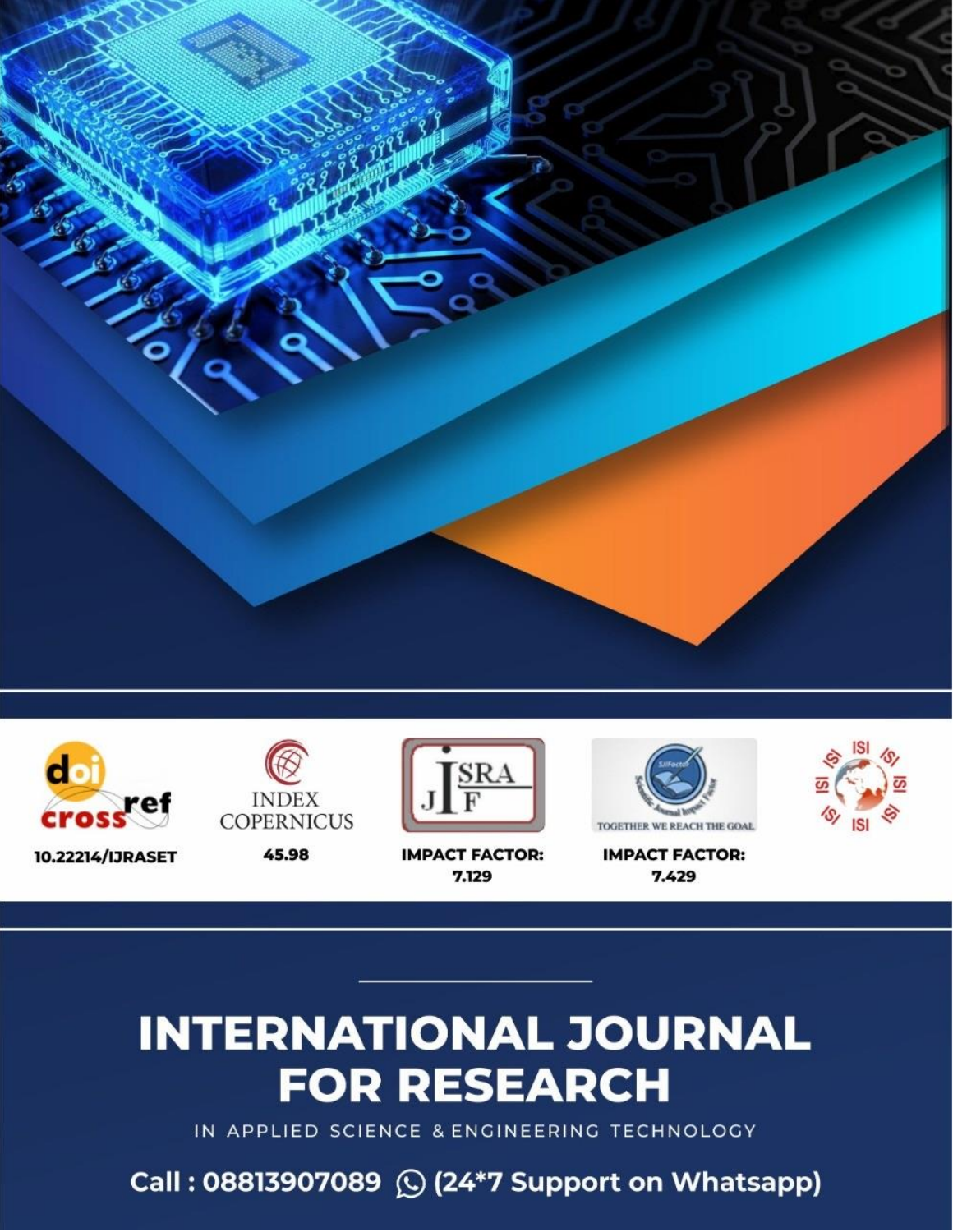10.22214/IJRASET

INDEX COPERNICUS

45.98

IMPACT FACTOR: 7.129

IMPACT FACTOR: 7.429

TOGETHER WE REACH THE GOAL

# INTERNATIONAL JOURNAL FOR RESEARCH

IN APPLIED SCIENCE & ENGINEERING TECHNOLOGY

Call : 08813907089 (24*7 Support on Whatsapp)